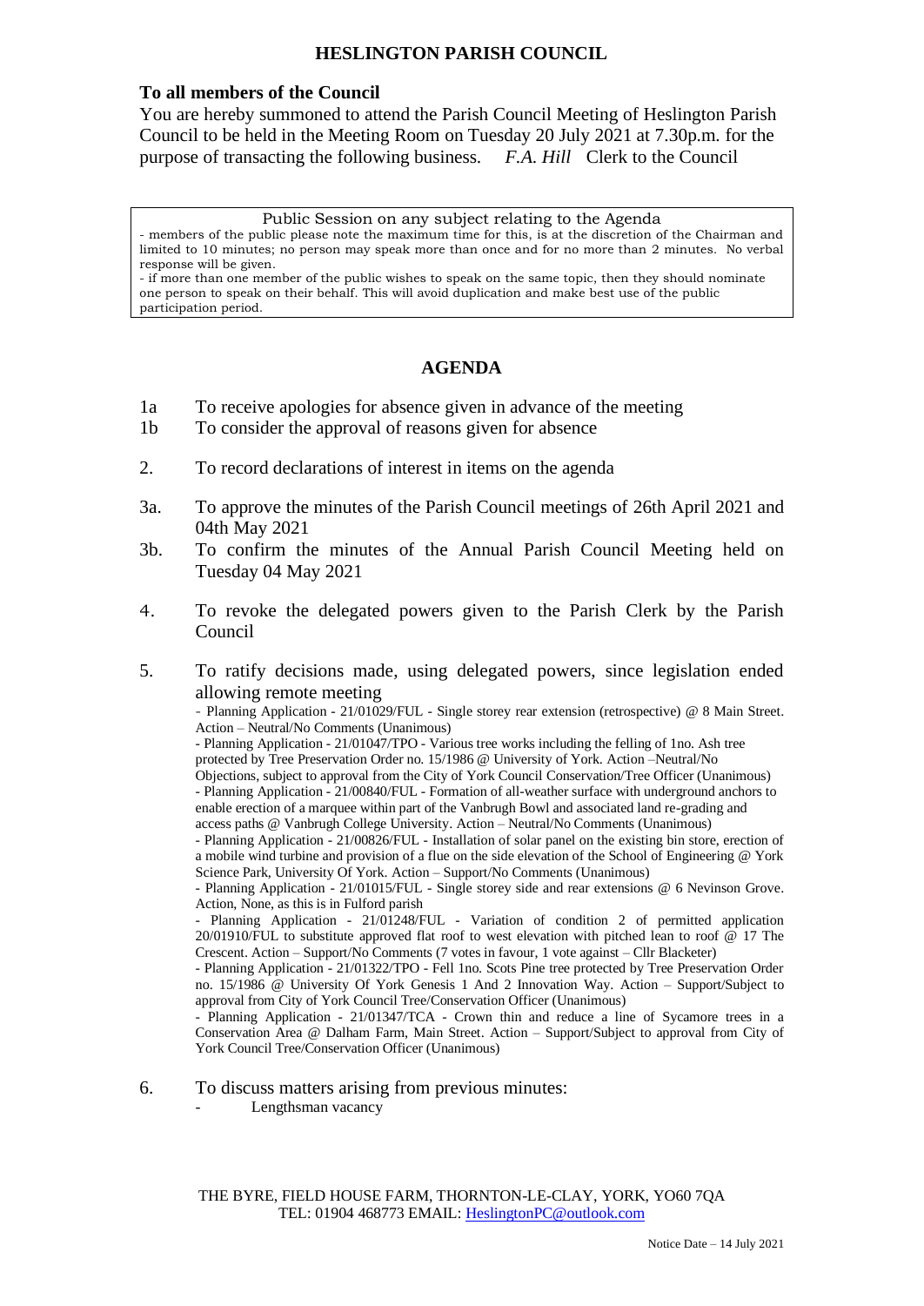# HESLINGTON PARISH COUNCIL

**To all members of the Council**

You are hereby summoned to attend the Parish Council Meeting of Heslington Parish Council to be held in the Meeting Room on Tuesday 20 July 2021 at 7.30p.m. for the purpose of transacting the following business. *F.A. Hill* Clerk to the Council

> Public Session on any subject relating to the Agenda
>
> - members of the public please note the maximum time for this, is at the discretion of the Chairman and limited to 10 minutes; no person may speak more than once and for no more than 2 minutes. No verbal response will be given.
> - if more than one member of the public wishes to speak on the same topic, then they should nominate one person to speak on their behalf. This will avoid duplication and make best use of the public participation period.

## AGENDA

1a To receive apologies for absence given in advance of the meeting

1b To consider the approval of reasons given for absence

2. To record declarations of interest in items on the agenda

3a. To approve the minutes of the Parish Council meetings of 26th April 2021 and 04th May 2021

3b. To confirm the minutes of the Annual Parish Council Meeting held on Tuesday 04 May 2021

4. To revoke the delegated powers given to the Parish Clerk by the Parish Council

5. To ratify decisions made, using delegated powers, since legislation ended allowing remote meeting
   - Planning Application - 21/01029/FUL - Single storey rear extension (retrospective) @ 8 Main Street. Action – Neutral/No Comments (Unanimous)
   - Planning Application - 21/01047/TPO - Various tree works including the felling of 1no. Ash tree protected by Tree Preservation Order no. 15/1986 @ University of York. Action –Neutral/No Objections, subject to approval from the City of York Council Conservation/Tree Officer (Unanimous)
   - Planning Application - 21/00840/FUL - Formation of all-weather surface with underground anchors to enable erection of a marquee within part of the Vanbrugh Bowl and associated land re-grading and access paths @ Vanbrugh College University. Action – Neutral/No Comments (Unanimous)
   - Planning Application - 21/00826/FUL - Installation of solar panel on the existing bin store, erection of a mobile wind turbine and provision of a flue on the side elevation of the School of Engineering @ York Science Park, University Of York. Action – Support/No Comments (Unanimous)
   - Planning Application - 21/01015/FUL - Single storey side and rear extensions @ 6 Nevinson Grove. Action, None, as this is in Fulford parish
   - Planning Application - 21/01248/FUL - Variation of condition 2 of permitted application 20/01910/FUL to substitute approved flat roof to west elevation with pitched lean to roof @ 17 The Crescent. Action – Support/No Comments (7 votes in favour, 1 vote against – Cllr Blacketer)
   - Planning Application - 21/01322/TPO - Fell 1no. Scots Pine tree protected by Tree Preservation Order no. 15/1986 @ University Of York Genesis 1 And 2 Innovation Way. Action – Support/Subject to approval from City of York Council Tree/Conservation Officer (Unanimous)
   - Planning Application - 21/01347/TCA - Crown thin and reduce a line of Sycamore trees in a Conservation Area @ Dalham Farm, Main Street. Action – Support/Subject to approval from City of York Council Tree/Conservation Officer (Unanimous)

6. To discuss matters arising from previous minutes:
   - Lengthsman vacancy

THE BYRE, FIELD HOUSE FARM, THORNTON-LE-CLAY, YORK, YO60 7QA
TEL: 01904 468773 EMAIL: HeslingtonPC@outlook.com

Notice Date – 14 July 2021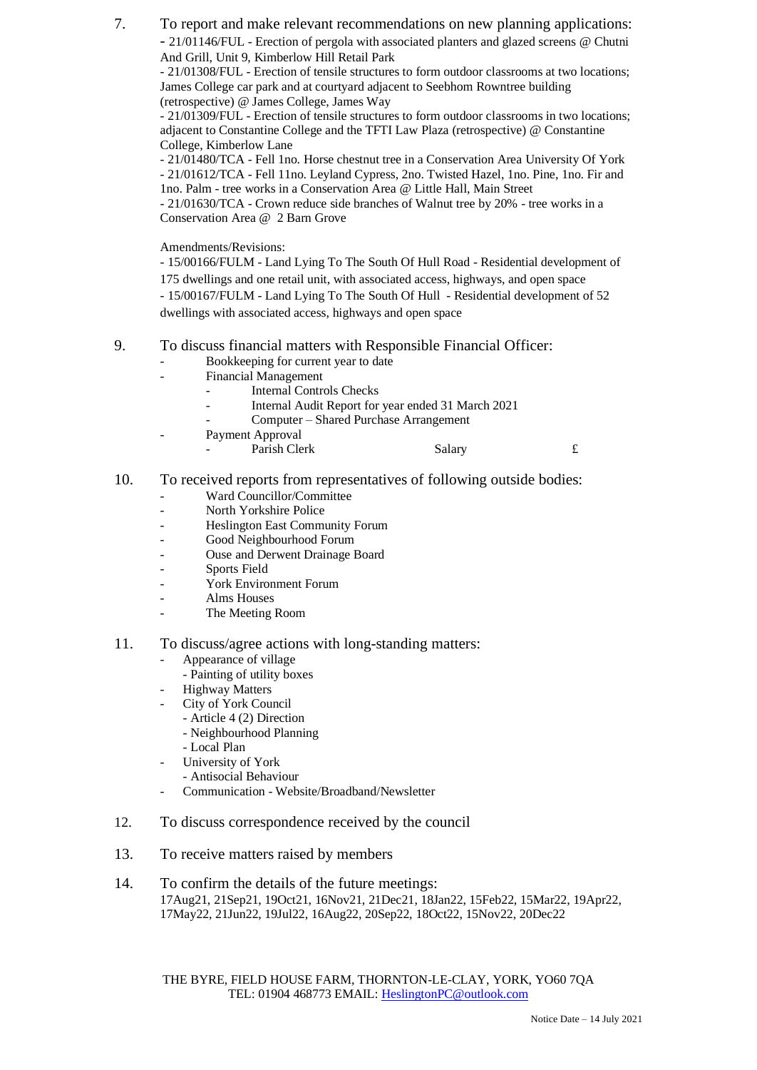7. To report and make relevant recommendations on new planning applications:
   - 21/01146/FUL - Erection of pergola with associated planters and glazed screens @ Chutni And Grill, Unit 9, Kimberlow Hill Retail Park
   - 21/01308/FUL - Erection of tensile structures to form outdoor classrooms at two locations; James College car park and at courtyard adjacent to Seebhom Rowntree building (retrospective) @ James College, James Way
   - 21/01309/FUL - Erection of tensile structures to form outdoor classrooms in two locations; adjacent to Constantine College and the TFTI Law Plaza (retrospective) @ Constantine College, Kimberlow Lane
   - 21/01480/TCA - Fell 1no. Horse chestnut tree in a Conservation Area University Of York
   - 21/01612/TCA - Fell 11no. Leyland Cypress, 2no. Twisted Hazel, 1no. Pine, 1no. Fir and 1no. Palm - tree works in a Conservation Area @ Little Hall, Main Street
   - 21/01630/TCA - Crown reduce side branches of Walnut tree by 20% - tree works in a Conservation Area @ 2 Barn Grove

   Amendments/Revisions:
   - 15/00166/FULM - Land Lying To The South Of Hull Road - Residential development of 175 dwellings and one retail unit, with associated access, highways, and open space
   - 15/00167/FULM - Land Lying To The South Of Hull - Residential development of 52 dwellings with associated access, highways and open space

9. To discuss financial matters with Responsible Financial Officer:
   - Bookkeeping for current year to date
   - Financial Management
     - Internal Controls Checks
     - Internal Audit Report for year ended 31 March 2021
     - Computer – Shared Purchase Arrangement
   - Payment Approval
     - Parish Clerk Salary £

10. To received reports from representatives of following outside bodies:
    - Ward Councillor/Committee
    - North Yorkshire Police
    - Heslington East Community Forum
    - Good Neighbourhood Forum
    - Ouse and Derwent Drainage Board
    - Sports Field
    - York Environment Forum
    - Alms Houses
    - The Meeting Room

11. To discuss/agree actions with long-standing matters:
    - Appearance of village
      - Painting of utility boxes
    - Highway Matters
    - City of York Council
      - Article 4 (2) Direction
      - Neighbourhood Planning
      - Local Plan
    - University of York
      - Antisocial Behaviour
    - Communication - Website/Broadband/Newsletter

12. To discuss correspondence received by the council

13. To receive matters raised by members

14. To confirm the details of the future meetings:
    17Aug21, 21Sep21, 19Oct21, 16Nov21, 21Dec21, 18Jan22, 15Feb22, 15Mar22, 19Apr22, 17May22, 21Jun22, 19Jul22, 16Aug22, 20Sep22, 18Oct22, 15Nov22, 20Dec22

THE BYRE, FIELD HOUSE FARM, THORNTON-LE-CLAY, YORK, YO60 7QA
TEL: 01904 468773 EMAIL: HeslingtonPC@outlook.com

Notice Date – 14 July 2021